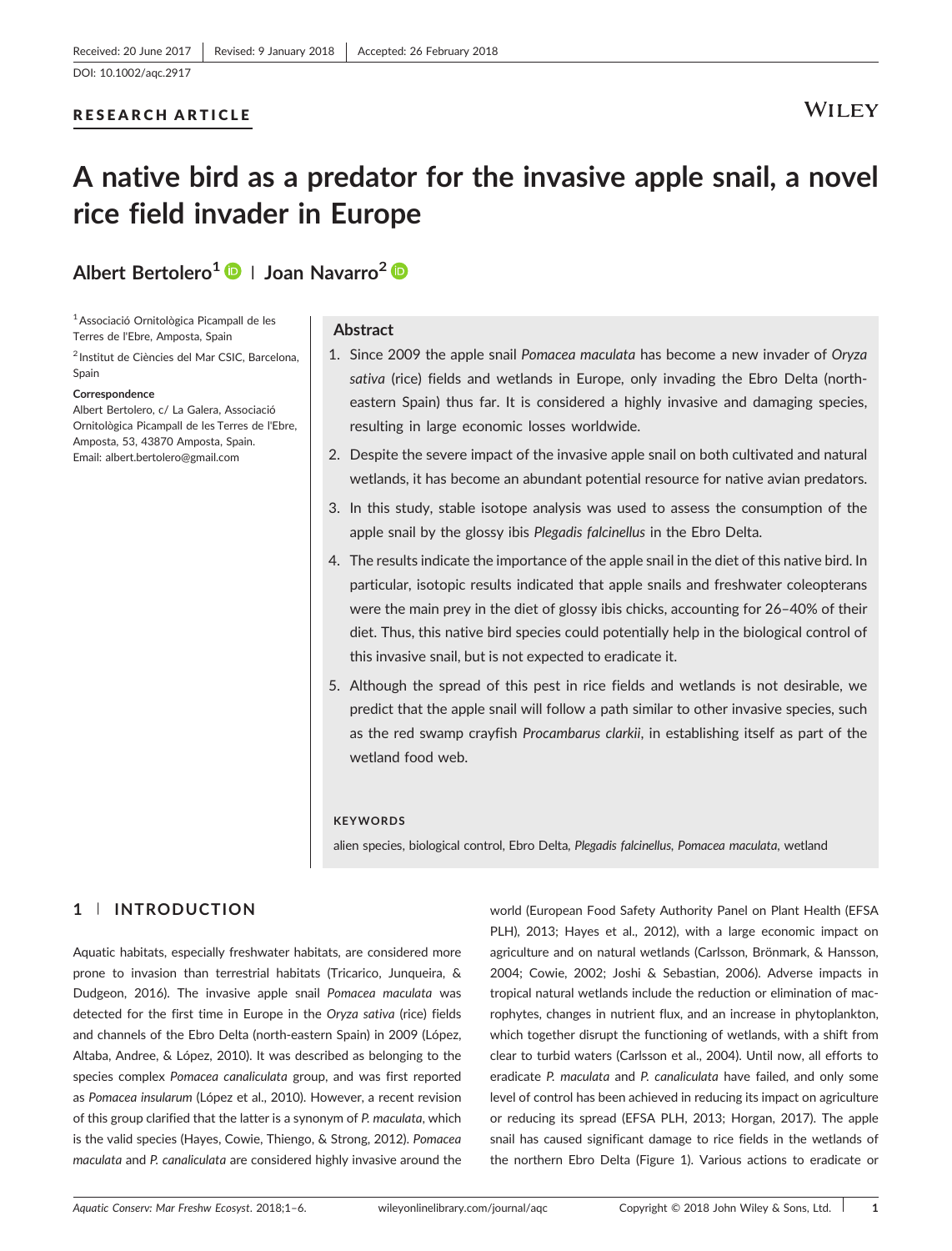Received: 20 June 2017 | Revised: 9 January 2018 | Accepted: 26 February 2018

DOI: 10.1002/aqc.2917

RESEARCH ARTICLE

# A native bird as a predator for the invasive apple snail, a novel rice field invader in Europe

**Albert Bertolero[1] | Joan Navarro[2]**

[1] Associació Ornitològica Picampall de les Terres de l'Ebre, Amposta, Spain

[2] Institut de Ciències del Mar CSIC, Barcelona, Spain

**Correspondence**
Albert Bertolero, c/ La Galera, Associació Ornitològica Picampall de les Terres de l'Ebre, Amposta, 53, 43870 Amposta, Spain.
Email: albert.bertolero@gmail.com

## Abstract

1. Since 2009 the apple snail *Pomacea maculata* has become a new invader of *Oryza sativa* (rice) fields and wetlands in Europe, only invading the Ebro Delta (north-eastern Spain) thus far. It is considered a highly invasive and damaging species, resulting in large economic losses worldwide.
2. Despite the severe impact of the invasive apple snail on both cultivated and natural wetlands, it has become an abundant potential resource for native avian predators.
3. In this study, stable isotope analysis was used to assess the consumption of the apple snail by the glossy ibis *Plegadis falcinellus* in the Ebro Delta.
4. The results indicate the importance of the apple snail in the diet of this native bird. In particular, isotopic results indicated that apple snails and freshwater coleopterans were the main prey in the diet of glossy ibis chicks, accounting for 26–40% of their diet. Thus, this native bird species could potentially help in the biological control of this invasive snail, but is not expected to eradicate it.
5. Although the spread of this pest in rice fields and wetlands is not desirable, we predict that the apple snail will follow a path similar to other invasive species, such as the red swamp crayfish *Procambarus clarkii*, in establishing itself as part of the wetland food web.

**KEYWORDS**

alien species, biological control, Ebro Delta, *Plegadis falcinellus*, *Pomacea maculata*, wetland

## 1 | INTRODUCTION

Aquatic habitats, especially freshwater habitats, are considered more prone to invasion than terrestrial habitats (Tricarico, Junqueira, & Dudgeon, 2016). The invasive apple snail *Pomacea maculata* was detected for the first time in Europe in the *Oryza sativa* (rice) fields and channels of the Ebro Delta (north-eastern Spain) in 2009 (López, Altaba, Andree, & López, 2010). It was described as belonging to the species complex *Pomacea canaliculata* group, and was first reported as *Pomacea insularum* (López et al., 2010). However, a recent revision of this group clarified that the latter is a synonym of *P. maculata*, which is the valid species (Hayes, Cowie, Thiengo, & Strong, 2012). *Pomacea maculata* and *P. canaliculata* are considered highly invasive around the world (European Food Safety Authority Panel on Plant Health (EFSA PLH), 2013; Hayes et al., 2012), with a large economic impact on agriculture and on natural wetlands (Carlsson, Brönmark, & Hansson, 2004; Cowie, 2002; Joshi & Sebastian, 2006). Adverse impacts in tropical natural wetlands include the reduction or elimination of macrophytes, changes in nutrient flux, and an increase in phytoplankton, which together disrupt the functioning of wetlands, with a shift from clear to turbid waters (Carlsson et al., 2004). Until now, all efforts to eradicate *P. maculata* and *P. canaliculata* have failed, and only some level of control has been achieved in reducing its impact on agriculture or reducing its spread (EFSA PLH, 2013; Horgan, 2017). The apple snail has caused significant damage to rice fields in the wetlands of the northern Ebro Delta (Figure 1). Various actions to eradicate or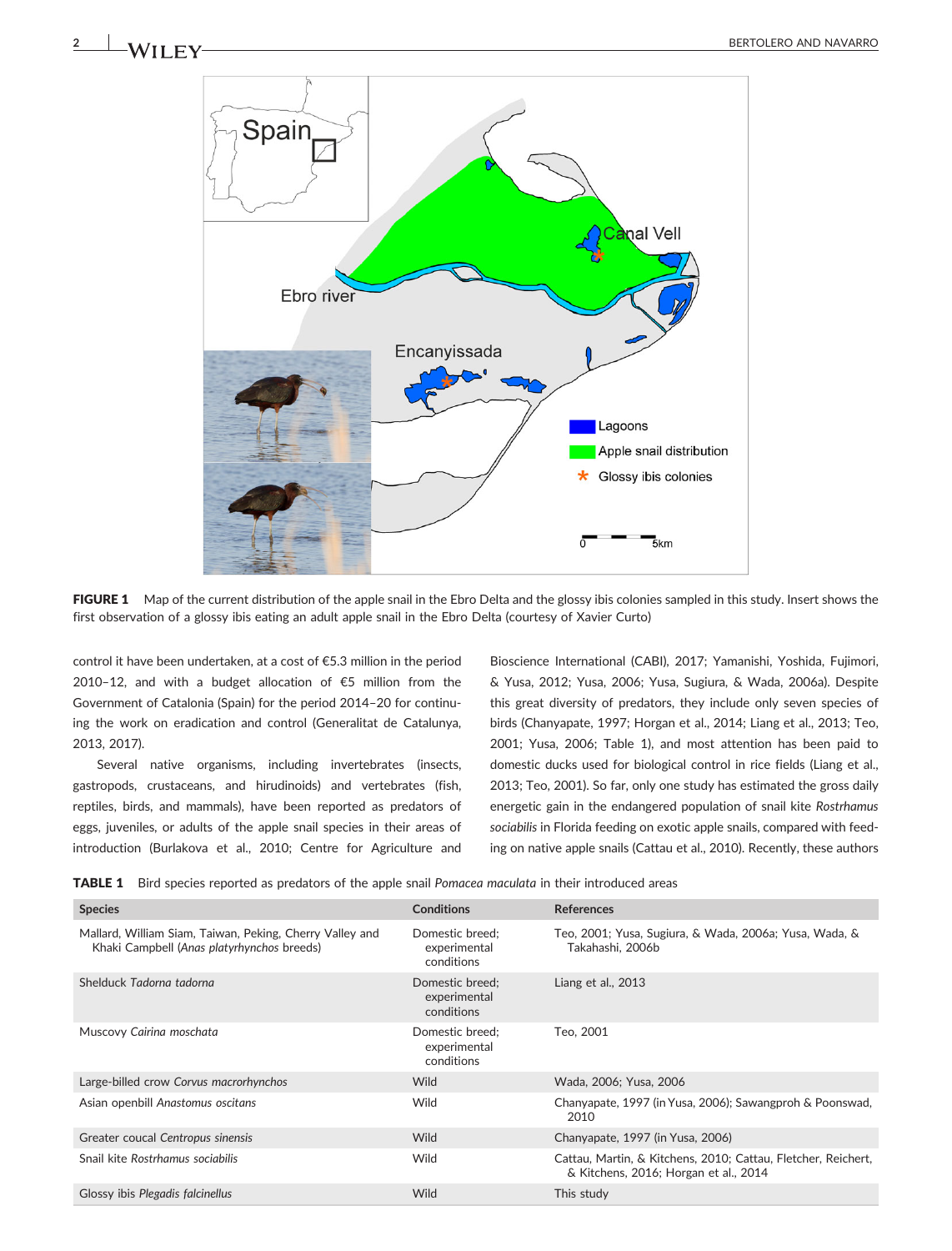Spain

Canal Vell

Ebro river

Encanyissada

Lagoons

Apple snail distribution

* Glossy ibis colonies

0

5km

**FIGURE 1** Map of the current distribution of the apple snail in the Ebro Delta and the glossy ibis colonies sampled in this study. Insert shows the first observation of a glossy ibis eating an adult apple snail in the Ebro Delta (courtesy of Xavier Curto)

control it have been undertaken, at a cost of €5.3 million in the period 2010–12, and with a budget allocation of €5 million from the Government of Catalonia (Spain) for the period 2014–20 for continuing the work on eradication and control (Generalitat de Catalunya, 2013, 2017).

Several native organisms, including invertebrates (insects, gastropods, crustaceans, and hirudinoids) and vertebrates (fish, reptiles, birds, and mammals), have been reported as predators of eggs, juveniles, or adults of the apple snail species in their areas of introduction (Burlakova et al., 2010; Centre for Agriculture and Bioscience International (CABI), 2017; Yamanishi, Yoshida, Fujimori, & Yusa, 2012; Yusa, 2006; Yusa, Sugiura, & Wada, 2006a). Despite this great diversity of predators, they include only seven species of birds (Chanyapate, 1997; Horgan et al., 2014; Liang et al., 2013; Teo, 2001; Yusa, 2006; Table 1), and most attention has been paid to domestic ducks used for biological control in rice fields (Liang et al., 2013; Teo, 2001). So far, only one study has estimated the gross daily energetic gain in the endangered population of snail kite *Rostrhamus sociabilis* in Florida feeding on exotic apple snails, compared with feeding on native apple snails (Cattau et al., 2010). Recently, these authors

**TABLE 1** Bird species reported as predators of the apple snail *Pomacea maculata* in their introduced areas

| Species | Conditions | References |
|---|---|---|
| Mallard, William Siam, Taiwan, Peking, Cherry Valley and Khaki Campbell (*Anas platyrhynchos* breeds) | Domestic breed; experimental conditions | Teo, 2001; Yusa, Sugiura, & Wada, 2006a; Yusa, Wada, & Takahashi, 2006b |
| Shelduck *Tadorna tadorna* | Domestic breed; experimental conditions | Liang et al., 2013 |
| Muscovy *Cairina moschata* | Domestic breed; experimental conditions | Teo, 2001 |
| Large-billed crow *Corvus macrorhynchos* | Wild | Wada, 2006; Yusa, 2006 |
| Asian openbill *Anastomus oscitans* | Wild | Chanyapate, 1997 (in Yusa, 2006); Sawangproh & Poonswad, 2010 |
| Greater coucal *Centropus sinensis* | Wild | Chanyapate, 1997 (in Yusa, 2006) |
| Snail kite *Rostrhamus sociabilis* | Wild | Cattau, Martin, & Kitchens, 2010; Cattau, Fletcher, Reichert, & Kitchens, 2016; Horgan et al., 2014 |
| Glossy ibis *Plegadis falcinellus* | Wild | This study |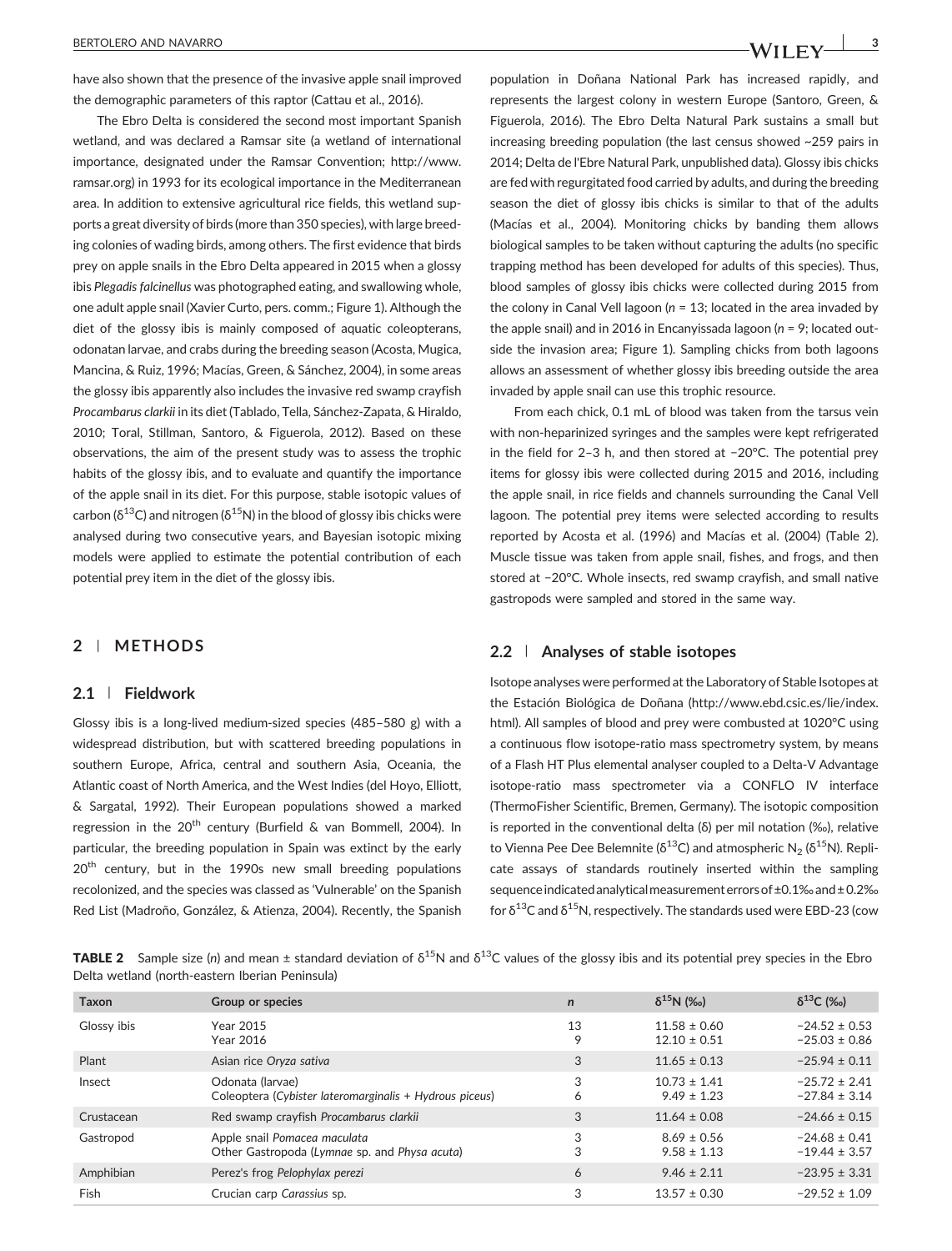have also shown that the presence of the invasive apple snail improved the demographic parameters of this raptor (Cattau et al., 2016).

The Ebro Delta is considered the second most important Spanish wetland, and was declared a Ramsar site (a wetland of international importance, designated under the Ramsar Convention; http://www.ramsar.org) in 1993 for its ecological importance in the Mediterranean area. In addition to extensive agricultural rice fields, this wetland supports a great diversity of birds (more than 350 species), with large breeding colonies of wading birds, among others. The first evidence that birds prey on apple snails in the Ebro Delta appeared in 2015 when a glossy ibis *Plegadis falcinellus* was photographed eating, and swallowing whole, one adult apple snail (Xavier Curto, pers. comm.; Figure 1). Although the diet of the glossy ibis is mainly composed of aquatic coleopterans, odonatan larvae, and crabs during the breeding season (Acosta, Mugica, Mancina, & Ruiz, 1996; Macías, Green, & Sánchez, 2004), in some areas the glossy ibis apparently also includes the invasive red swamp crayfish *Procambarus clarkii* in its diet (Tablado, Tella, Sánchez-Zapata, & Hiraldo, 2010; Toral, Stillman, Santoro, & Figuerola, 2012). Based on these observations, the aim of the present study was to assess the trophic habits of the glossy ibis, and to evaluate and quantify the importance of the apple snail in its diet. For this purpose, stable isotopic values of carbon ($\delta^{13}$C) and nitrogen ($\delta^{15}$N) in the blood of glossy ibis chicks were analysed during two consecutive years, and Bayesian isotopic mixing models were applied to estimate the potential contribution of each potential prey item in the diet of the glossy ibis.

## 2 | METHODS

### 2.1 | Fieldwork

Glossy ibis is a long-lived medium-sized species (485–580 g) with a widespread distribution, but with scattered breeding populations in southern Europe, Africa, central and southern Asia, Oceania, the Atlantic coast of North America, and the West Indies (del Hoyo, Elliott, & Sargatal, 1992). Their European populations showed a marked regression in the 20th century (Burfield & van Bommell, 2004). In particular, the breeding population in Spain was extinct by the early 20th century, but in the 1990s new small breeding populations recolonized, and the species was classed as 'Vulnerable' on the Spanish Red List (Madroño, González, & Atienza, 2004). Recently, the Spanish population in Doñana National Park has increased rapidly, and represents the largest colony in western Europe (Santoro, Green, & Figuerola, 2016). The Ebro Delta Natural Park sustains a small but increasing breeding population (the last census showed ~259 pairs in 2014; Delta de l'Ebre Natural Park, unpublished data). Glossy ibis chicks are fed with regurgitated food carried by adults, and during the breeding season the diet of glossy ibis chicks is similar to that of the adults (Macías et al., 2004). Monitoring chicks by banding them allows biological samples to be taken without capturing the adults (no specific trapping method has been developed for adults of this species). Thus, blood samples of glossy ibis chicks were collected during 2015 from the colony in Canal Vell lagoon ($n$ = 13; located in the area invaded by the apple snail) and in 2016 in Encanyissada lagoon ($n$ = 9; located outside the invasion area; Figure 1). Sampling chicks from both lagoons allows an assessment of whether glossy ibis breeding outside the area invaded by apple snail can use this trophic resource.

From each chick, 0.1 mL of blood was taken from the tarsus vein with non-heparinized syringes and the samples were kept refrigerated in the field for 2–3 h, and then stored at −20°C. The potential prey items for glossy ibis were collected during 2015 and 2016, including the apple snail, in rice fields and channels surrounding the Canal Vell lagoon. The potential prey items were selected according to results reported by Acosta et al. (1996) and Macías et al. (2004) (Table 2). Muscle tissue was taken from apple snail, fishes, and frogs, and then stored at −20°C. Whole insects, red swamp crayfish, and small native gastropods were sampled and stored in the same way.

### 2.2 | Analyses of stable isotopes

Isotope analyses were performed at the Laboratory of Stable Isotopes at the Estación Biológica de Doñana (http://www.ebd.csic.es/lie/index.html). All samples of blood and prey were combusted at 1020°C using a continuous flow isotope-ratio mass spectrometry system, by means of a Flash HT Plus elemental analyser coupled to a Delta-V Advantage isotope-ratio mass spectrometer via a CONFLO IV interface (ThermoFisher Scientific, Bremen, Germany). The isotopic composition is reported in the conventional delta (δ) per mil notation (‰), relative to Vienna Pee Dee Belemnite ($\delta^{13}$C) and atmospheric $N_2$ ($\delta^{15}$N). Replicate assays of standards routinely inserted within the sampling sequence indicated analytical measurement errors of ±0.1‰ and ±0.2‰ for $\delta^{13}$C and $\delta^{15}$N, respectively. The standards used were EBD-23 (cow

**TABLE 2** Sample size ($n$) and mean ± standard deviation of $\delta^{15}$N and $\delta^{13}$C values of the glossy ibis and its potential prey species in the Ebro Delta wetland (north-eastern Iberian Peninsula)

| Taxon | Group or species | $n$ | $\delta^{15}$N (‰) | $\delta^{13}$C (‰) |
|---|---|---|---|---|
| Glossy ibis | Year 2015 | 13 | 11.58 ± 0.60 | −24.52 ± 0.53 |
| | Year 2016 | 9 | 12.10 ± 0.51 | −25.03 ± 0.86 |
| Plant | Asian rice *Oryza sativa* | 3 | 11.65 ± 0.13 | −25.94 ± 0.11 |
| Insect | Odonata (larvae) | 3 | 10.73 ± 1.41 | −25.72 ± 2.41 |
| | Coleoptera (*Cybister lateromarginalis* + *Hydrous piceus*) | 6 | 9.49 ± 1.23 | −27.84 ± 3.14 |
| Crustacean | Red swamp crayfish *Procambarus clarkii* | 3 | 11.64 ± 0.08 | −24.66 ± 0.15 |
| Gastropod | Apple snail *Pomacea maculata* | 3 | 8.69 ± 0.56 | −24.68 ± 0.41 |
| | Other Gastropoda (*Lymnae* sp. and *Physa acuta*) | 3 | 9.58 ± 1.13 | −19.44 ± 3.57 |
| Amphibian | Perez's frog *Pelophylax perezi* | 6 | 9.46 ± 2.11 | −23.95 ± 3.31 |
| Fish | Crucian carp *Carassius* sp. | 3 | 13.57 ± 0.30 | −29.52 ± 1.09 |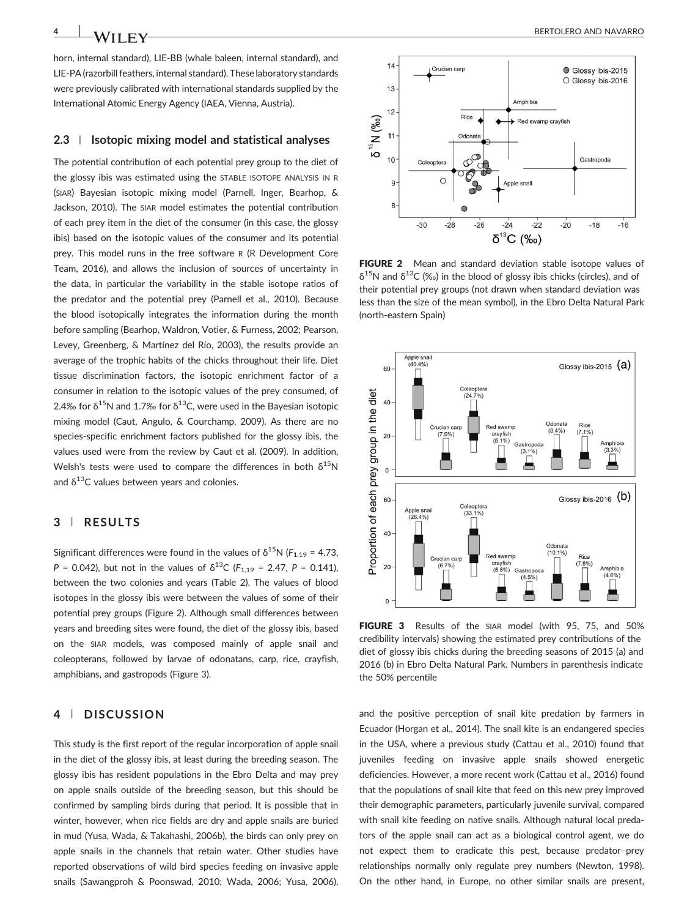horn, internal standard), LIE-BB (whale baleen, internal standard), and LIE-PA (razorbill feathers, internal standard). These laboratory standards were previously calibrated with international standards supplied by the International Atomic Energy Agency (IAEA, Vienna, Austria).

### 2.3 | Isotopic mixing model and statistical analyses

The potential contribution of each potential prey group to the diet of the glossy ibis was estimated using the STABLE ISOTOPE ANALYSIS IN R (SIAR) Bayesian isotopic mixing model (Parnell, Inger, Bearhop, & Jackson, 2010). The SIAR model estimates the potential contribution of each prey item in the diet of the consumer (in this case, the glossy ibis) based on the isotopic values of the consumer and its potential prey. This model runs in the free software R (R Development Core Team, 2016), and allows the inclusion of sources of uncertainty in the data, in particular the variability in the stable isotope ratios of the predator and the potential prey (Parnell et al., 2010). Because the blood isotopically integrates the information during the month before sampling (Bearhop, Waldron, Votier, & Furness, 2002; Pearson, Levey, Greenberg, & Martínez del Río, 2003), the results provide an average of the trophic habits of the chicks throughout their life. Diet tissue discrimination factors, the isotopic enrichment factor of a consumer in relation to the isotopic values of the prey consumed, of 2.4‰ for $\delta^{15}$N and 1.7‰ for $\delta^{13}$C, were used in the Bayesian isotopic mixing model (Caut, Angulo, & Courchamp, 2009). As there are no species-specific enrichment factors published for the glossy ibis, the values used were from the review by Caut et al. (2009). In addition, Welsh's tests were used to compare the differences in both $\delta^{15}$N and $\delta^{13}$C values between years and colonies.

## 3 | RESULTS

Significant differences were found in the values of $\delta^{15}$N ($F_{1,19}$ = 4.73, $P$ = 0.042), but not in the values of $\delta^{13}$C ($F_{1,19}$ = 2.47, $P$ = 0.141), between the two colonies and years (Table 2). The values of blood isotopes in the glossy ibis were between the values of some of their potential prey groups (Figure 2). Although small differences between years and breeding sites were found, the diet of the glossy ibis, based on the SIAR models, was composed mainly of apple snail and coleopterans, followed by larvae of odonatans, carp, rice, crayfish, amphibians, and gastropods (Figure 3).

Crucian carp
Glossy ibis-2015
Glossy ibis-2016
Amphibia
Rice
Red swamp crayfish
Odonata
Coleoptera
Gastropoda
Apple snail
$\delta^{15}$N (‰)
$\delta^{13}$C (‰)

**FIGURE 2** Mean and standard deviation stable isotope values of $\delta^{15}$N and $\delta^{13}$C (‰) in the blood of glossy ibis chicks (circles), and of their potential prey groups (not drawn when standard deviation was less than the size of the mean symbol), in the Ebro Delta Natural Park (north-eastern Spain)

Proportion of each prey group in the diet
Glossy ibis-2015 (a)
Apple snail (40.4%)
Coleoptera (24.7%)
Crucian carp (7.9%)
Red swamp crayfish (5.1%)
Gastropoda (3.1%)
Odonata (8.4%)
Rice (7.1%)
Amphibia (3.3%)
Glossy ibis-2016 (b)
Apple snail (26.4%)
Coleoptera (33.1%)
Crucian carp (6.7%)
Red swamp crayfish (5.8%)
Gastropoda (4.5%)
Odonata (10.1%)
Rice (7.8%)
Amphibia (4.6%)

**FIGURE 3** Results of the SIAR model (with 95, 75, and 50% credibility intervals) showing the estimated prey contributions of the diet of glossy ibis chicks during the breeding seasons of 2015 (a) and 2016 (b) in Ebro Delta Natural Park. Numbers in parenthesis indicate the 50% percentile

## 4 | DISCUSSION

This study is the first report of the regular incorporation of apple snail in the diet of the glossy ibis, at least during the breeding season. The glossy ibis has resident populations in the Ebro Delta and may prey on apple snails outside of the breeding season, but this should be confirmed by sampling birds during that period. It is possible that in winter, however, when rice fields are dry and apple snails are buried in mud (Yusa, Wada, & Takahashi, 2006b), the birds can only prey on apple snails in the channels that retain water. Other studies have reported observations of wild bird species feeding on invasive apple snails (Sawangproh & Poonswad, 2010; Wada, 2006; Yusa, 2006), and the positive perception of snail kite predation by farmers in Ecuador (Horgan et al., 2014). The snail kite is an endangered species in the USA, where a previous study (Cattau et al., 2010) found that juveniles feeding on invasive apple snails showed energetic deficiencies. However, a more recent work (Cattau et al., 2016) found that the populations of snail kite that feed on this new prey improved their demographic parameters, particularly juvenile survival, compared with snail kite feeding on native snails. Although natural local predators of the apple snail can act as a biological control agent, we do not expect them to eradicate this pest, because predator–prey relationships normally only regulate prey numbers (Newton, 1998). On the other hand, in Europe, no other similar snails are present,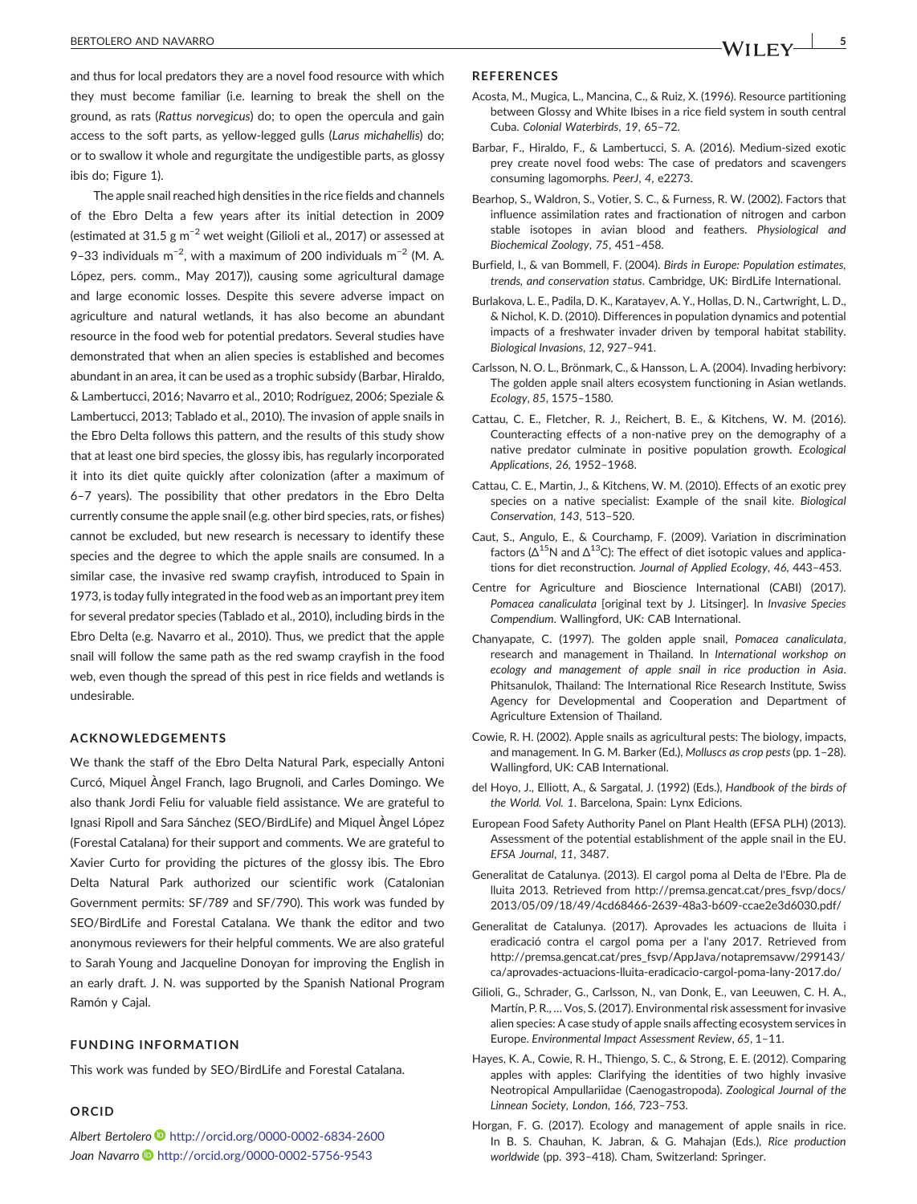and thus for local predators they are a novel food resource with which they must become familiar (i.e. learning to break the shell on the ground, as rats (*Rattus norvegicus*) do; to open the opercula and gain access to the soft parts, as yellow-legged gulls (*Larus michahellis*) do; or to swallow it whole and regurgitate the undigestible parts, as glossy ibis do; Figure 1).

The apple snail reached high densities in the rice fields and channels of the Ebro Delta a few years after its initial detection in 2009 (estimated at 31.5 g $m^{-2}$ wet weight (Gilioli et al., 2017) or assessed at 9–33 individuals $m^{-2}$, with a maximum of 200 individuals $m^{-2}$ (M. A. López, pers. comm., May 2017)), causing some agricultural damage and large economic losses. Despite this severe adverse impact on agriculture and natural wetlands, it has also become an abundant resource in the food web for potential predators. Several studies have demonstrated that when an alien species is established and becomes abundant in an area, it can be used as a trophic subsidy (Barbar, Hiraldo, & Lambertucci, 2016; Navarro et al., 2010; Rodríguez, 2006; Speziale & Lambertucci, 2013; Tablado et al., 2010). The invasion of apple snails in the Ebro Delta follows this pattern, and the results of this study show that at least one bird species, the glossy ibis, has regularly incorporated it into its diet quite quickly after colonization (after a maximum of 6–7 years). The possibility that other predators in the Ebro Delta currently consume the apple snail (e.g. other bird species, rats, or fishes) cannot be excluded, but new research is necessary to identify these species and the degree to which the apple snails are consumed. In a similar case, the invasive red swamp crayfish, introduced to Spain in 1973, is today fully integrated in the food web as an important prey item for several predator species (Tablado et al., 2010), including birds in the Ebro Delta (e.g. Navarro et al., 2010). Thus, we predict that the apple snail will follow the same path as the red swamp crayfish in the food web, even though the spread of this pest in rice fields and wetlands is undesirable.

## ACKNOWLEDGEMENTS

We thank the staff of the Ebro Delta Natural Park, especially Antoni Curcó, Miquel Àngel Franch, Iago Brugnoli, and Carles Domingo. We also thank Jordi Feliu for valuable field assistance. We are grateful to Ignasi Ripoll and Sara Sánchez (SEO/BirdLife) and Miquel Àngel López (Forestal Catalana) for their support and comments. We are grateful to Xavier Curto for providing the pictures of the glossy ibis. The Ebro Delta Natural Park authorized our scientific work (Catalonian Government permits: SF/789 and SF/790). This work was funded by SEO/BirdLife and Forestal Catalana. We thank the editor and two anonymous reviewers for their helpful comments. We are also grateful to Sarah Young and Jacqueline Donoyan for improving the English in an early draft. J. N. was supported by the Spanish National Program Ramón y Cajal.

## FUNDING INFORMATION

This work was funded by SEO/BirdLife and Forestal Catalana.

## ORCID

*Albert Bertolero* http://orcid.org/0000-0002-6834-2600
*Joan Navarro* http://orcid.org/0000-0002-5756-9543

## REFERENCES

Acosta, M., Mugica, L., Mancina, C., & Ruiz, X. (1996). Resource partitioning between Glossy and White Ibises in a rice field system in south central Cuba. *Colonial Waterbirds*, *19*, 65–72.

Barbar, F., Hiraldo, F., & Lambertucci, S. A. (2016). Medium-sized exotic prey create novel food webs: The case of predators and scavengers consuming lagomorphs. *PeerJ*, *4*, e2273.

Bearhop, S., Waldron, S., Votier, S. C., & Furness, R. W. (2002). Factors that influence assimilation rates and fractionation of nitrogen and carbon stable isotopes in avian blood and feathers. *Physiological and Biochemical Zoology*, *75*, 451–458.

Burfield, I., & van Bommell, F. (2004). *Birds in Europe: Population estimates, trends, and conservation status*. Cambridge, UK: BirdLife International.

Burlakova, L. E., Padila, D. K., Karatayev, A. Y., Hollas, D. N., Cartwright, L. D., & Nichol, K. D. (2010). Differences in population dynamics and potential impacts of a freshwater invader driven by temporal habitat stability. *Biological Invasions*, *12*, 927–941.

Carlsson, N. O. L., Brönmark, C., & Hansson, L. A. (2004). Invading herbivory: The golden apple snail alters ecosystem functioning in Asian wetlands. *Ecology*, *85*, 1575–1580.

Cattau, C. E., Fletcher, R. J., Reichert, B. E., & Kitchens, W. M. (2016). Counteracting effects of a non-native prey on the demography of a native predator culminate in positive population growth. *Ecological Applications*, *26*, 1952–1968.

Cattau, C. E., Martin, J., & Kitchens, W. M. (2010). Effects of an exotic prey species on a native specialist: Example of the snail kite. *Biological Conservation*, *143*, 513–520.

Caut, S., Angulo, E., & Courchamp, F. (2009). Variation in discrimination factors ($\Delta^{15}$N and $\Delta^{13}$C): The effect of diet isotopic values and applications for diet reconstruction. *Journal of Applied Ecology*, *46*, 443–453.

Centre for Agriculture and Bioscience International (CABI) (2017). *Pomacea canaliculata* [original text by J. Litsinger]. In *Invasive Species Compendium*. Wallingford, UK: CAB International.

Chanyapate, C. (1997). The golden apple snail, *Pomacea canaliculata*, research and management in Thailand. In *International workshop on ecology and management of apple snail in rice production in Asia*. Phitsanulok, Thailand: The International Rice Research Institute, Swiss Agency for Developmental and Cooperation and Department of Agriculture Extension of Thailand.

Cowie, R. H. (2002). Apple snails as agricultural pests: The biology, impacts, and management. In G. M. Barker (Ed.), *Molluscs as crop pests* (pp. 1–28). Wallingford, UK: CAB International.

del Hoyo, J., Elliott, A., & Sargatal, J. (1992) (Eds.), *Handbook of the birds of the World. Vol. 1*. Barcelona, Spain: Lynx Edicions.

European Food Safety Authority Panel on Plant Health (EFSA PLH) (2013). Assessment of the potential establishment of the apple snail in the EU. *EFSA Journal*, *11*, 3487.

Generalitat de Catalunya. (2013). El cargol poma al Delta de l'Ebre. Pla de lluita 2013. Retrieved from http://premsa.gencat.cat/pres_fsvp/docs/2013/05/09/18/49/4cd68466-2639-48a3-b609-ccae2e3d6030.pdf/

Generalitat de Catalunya. (2017). Aprovades les actuacions de lluita i eradicació contra el cargol poma per a l'any 2017. Retrieved from http://premsa.gencat.cat/pres_fsvp/AppJava/notapremsavw/299143/ca/aprovades-actuacions-lluita-eradicacio-cargol-poma-lany-2017.do/

Gilioli, G., Schrader, G., Carlsson, N., van Donk, E., van Leeuwen, C. H. A., Martín, P. R., … Vos, S. (2017). Environmental risk assessment for invasive alien species: A case study of apple snails affecting ecosystem services in Europe. *Environmental Impact Assessment Review*, *65*, 1–11.

Hayes, K. A., Cowie, R. H., Thiengo, S. C., & Strong, E. E. (2012). Comparing apples with apples: Clarifying the identities of two highly invasive Neotropical Ampullariidae (Caenogastropoda). *Zoological Journal of the Linnean Society, London*, *166*, 723–753.

Horgan, F. G. (2017). Ecology and management of apple snails in rice. In B. S. Chauhan, K. Jabran, & G. Mahajan (Eds.), *Rice production worldwide* (pp. 393–418). Cham, Switzerland: Springer.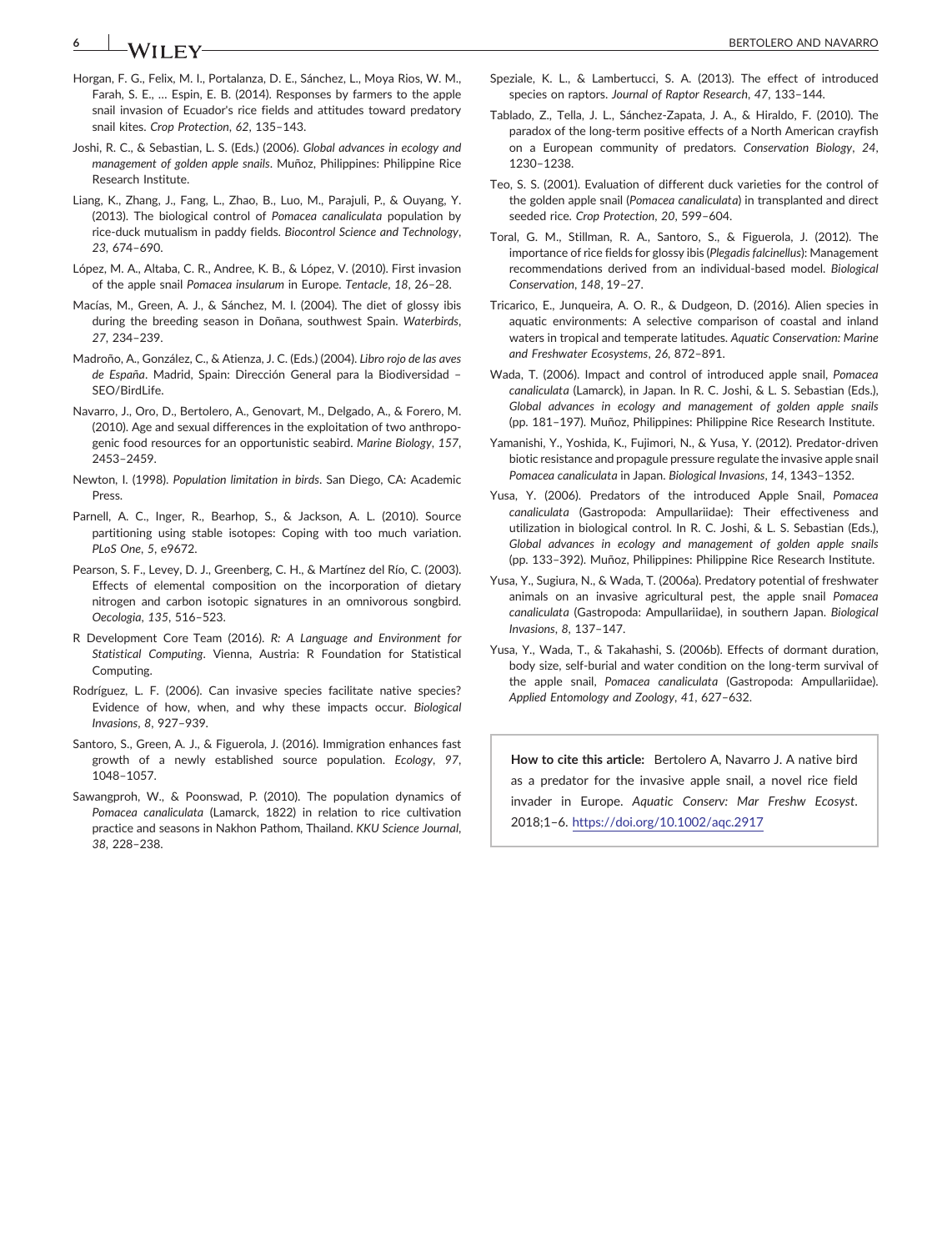Horgan, F. G., Felix, M. I., Portalanza, D. E., Sánchez, L., Moya Rios, W. M., Farah, S. E., … Espin, E. B. (2014). Responses by farmers to the apple snail invasion of Ecuador's rice fields and attitudes toward predatory snail kites. *Crop Protection*, *62*, 135–143.

Joshi, R. C., & Sebastian, L. S. (Eds.) (2006). *Global advances in ecology and management of golden apple snails*. Muñoz, Philippines: Philippine Rice Research Institute.

Liang, K., Zhang, J., Fang, L., Zhao, B., Luo, M., Parajuli, P., & Ouyang, Y. (2013). The biological control of *Pomacea canaliculata* population by rice-duck mutualism in paddy fields. *Biocontrol Science and Technology*, *23*, 674–690.

López, M. A., Altaba, C. R., Andree, K. B., & López, V. (2010). First invasion of the apple snail *Pomacea insularum* in Europe. *Tentacle*, *18*, 26–28.

Macías, M., Green, A. J., & Sánchez, M. I. (2004). The diet of glossy ibis during the breeding season in Doñana, southwest Spain. *Waterbirds*, *27*, 234–239.

Madroño, A., González, C., & Atienza, J. C. (Eds.) (2004). *Libro rojo de las aves de España*. Madrid, Spain: Dirección General para la Biodiversidad – SEO/BirdLife.

Navarro, J., Oro, D., Bertolero, A., Genovart, M., Delgado, A., & Forero, M. (2010). Age and sexual differences in the exploitation of two anthropogenic food resources for an opportunistic seabird. *Marine Biology*, *157*, 2453–2459.

Newton, I. (1998). *Population limitation in birds*. San Diego, CA: Academic Press.

Parnell, A. C., Inger, R., Bearhop, S., & Jackson, A. L. (2010). Source partitioning using stable isotopes: Coping with too much variation. *PLoS One*, *5*, e9672.

Pearson, S. F., Levey, D. J., Greenberg, C. H., & Martínez del Río, C. (2003). Effects of elemental composition on the incorporation of dietary nitrogen and carbon isotopic signatures in an omnivorous songbird. *Oecologia*, *135*, 516–523.

R Development Core Team (2016). *R: A Language and Environment for Statistical Computing*. Vienna, Austria: R Foundation for Statistical Computing.

Rodríguez, L. F. (2006). Can invasive species facilitate native species? Evidence of how, when, and why these impacts occur. *Biological Invasions*, *8*, 927–939.

Santoro, S., Green, A. J., & Figuerola, J. (2016). Immigration enhances fast growth of a newly established source population. *Ecology*, *97*, 1048–1057.

Sawangproh, W., & Poonswad, P. (2010). The population dynamics of *Pomacea canaliculata* (Lamarck, 1822) in relation to rice cultivation practice and seasons in Nakhon Pathom, Thailand. *KKU Science Journal*, *38*, 228–238.

Speziale, K. L., & Lambertucci, S. A. (2013). The effect of introduced species on raptors. *Journal of Raptor Research*, *47*, 133–144.

Tablado, Z., Tella, J. L., Sánchez-Zapata, J. A., & Hiraldo, F. (2010). The paradox of the long-term positive effects of a North American crayfish on a European community of predators. *Conservation Biology*, *24*, 1230–1238.

Teo, S. S. (2001). Evaluation of different duck varieties for the control of the golden apple snail (*Pomacea canaliculata*) in transplanted and direct seeded rice. *Crop Protection*, *20*, 599–604.

Toral, G. M., Stillman, R. A., Santoro, S., & Figuerola, J. (2012). The importance of rice fields for glossy ibis (*Plegadis falcinellus*): Management recommendations derived from an individual-based model. *Biological Conservation*, *148*, 19–27.

Tricarico, E., Junqueira, A. O. R., & Dudgeon, D. (2016). Alien species in aquatic environments: A selective comparison of coastal and inland waters in tropical and temperate latitudes. *Aquatic Conservation: Marine and Freshwater Ecosystems*, *26*, 872–891.

Wada, T. (2006). Impact and control of introduced apple snail, *Pomacea canaliculata* (Lamarck), in Japan. In R. C. Joshi, & L. S. Sebastian (Eds.), *Global advances in ecology and management of golden apple snails* (pp. 181–197). Muñoz, Philippines: Philippine Rice Research Institute.

Yamanishi, Y., Yoshida, K., Fujimori, N., & Yusa, Y. (2012). Predator-driven biotic resistance and propagule pressure regulate the invasive apple snail *Pomacea canaliculata* in Japan. *Biological Invasions*, *14*, 1343–1352.

Yusa, Y. (2006). Predators of the introduced Apple Snail, *Pomacea canaliculata* (Gastropoda: Ampullariidae): Their effectiveness and utilization in biological control. In R. C. Joshi, & L. S. Sebastian (Eds.), *Global advances in ecology and management of golden apple snails* (pp. 133–392). Muñoz, Philippines: Philippine Rice Research Institute.

Yusa, Y., Sugiura, N., & Wada, T. (2006a). Predatory potential of freshwater animals on an invasive agricultural pest, the apple snail *Pomacea canaliculata* (Gastropoda: Ampullariidae), in southern Japan. *Biological Invasions*, *8*, 137–147.

Yusa, Y., Wada, T., & Takahashi, S. (2006b). Effects of dormant duration, body size, self-burial and water condition on the long-term survival of the apple snail, *Pomacea canaliculata* (Gastropoda: Ampullariidae). *Applied Entomology and Zoology*, *41*, 627–632.

**How to cite this article:** Bertolero A, Navarro J. A native bird as a predator for the invasive apple snail, a novel rice field invader in Europe. *Aquatic Conserv: Mar Freshw Ecosyst*. 2018;1–6. https://doi.org/10.1002/aqc.2917